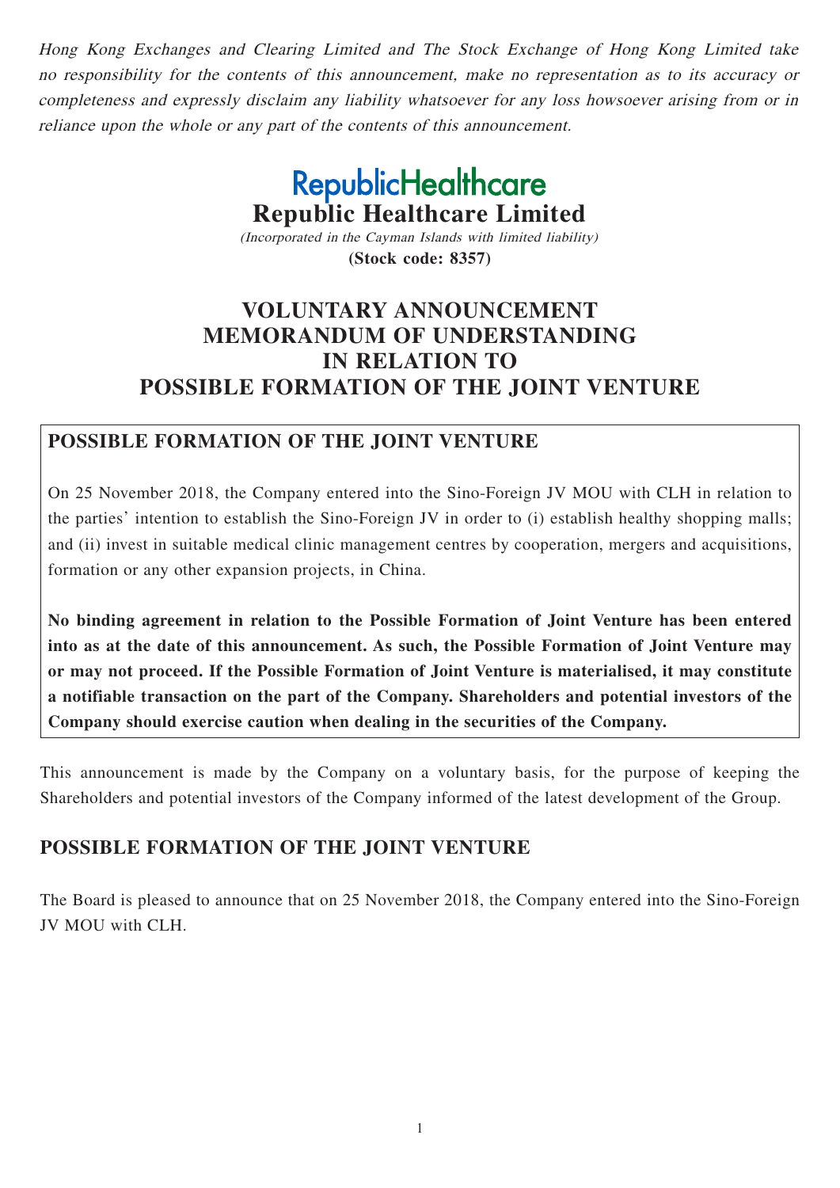*Hong Kong Exchanges and Clearing Limited and The Stock Exchange of Hong Kong Limited take no responsibility for the contents of this announcement, make no representation as to its accuracy or completeness and expressly disclaim any liability whatsoever for any loss howsoever arising from or in reliance upon the whole or any part of the contents of this announcement.*

RepublicHealthcare

# Republic Healthcare Limited

*(Incorporated in the Cayman Islands with limited liability)*

**(Stock code: 8357)**

# VOLUNTARY ANNOUNCEMENT MEMORANDUM OF UNDERSTANDING IN RELATION TO POSSIBLE FORMATION OF THE JOINT VENTURE

## POSSIBLE FORMATION OF THE JOINT VENTURE

On 25 November 2018, the Company entered into the Sino-Foreign JV MOU with CLH in relation to the parties' intention to establish the Sino-Foreign JV in order to (i) establish healthy shopping malls; and (ii) invest in suitable medical clinic management centres by cooperation, mergers and acquisitions, formation or any other expansion projects, in China.

**No binding agreement in relation to the Possible Formation of Joint Venture has been entered into as at the date of this announcement. As such, the Possible Formation of Joint Venture may or may not proceed. If the Possible Formation of Joint Venture is materialised, it may constitute a notifiable transaction on the part of the Company. Shareholders and potential investors of the Company should exercise caution when dealing in the securities of the Company.**

This announcement is made by the Company on a voluntary basis, for the purpose of keeping the Shareholders and potential investors of the Company informed of the latest development of the Group.

## POSSIBLE FORMATION OF THE JOINT VENTURE

The Board is pleased to announce that on 25 November 2018, the Company entered into the Sino-Foreign JV MOU with CLH.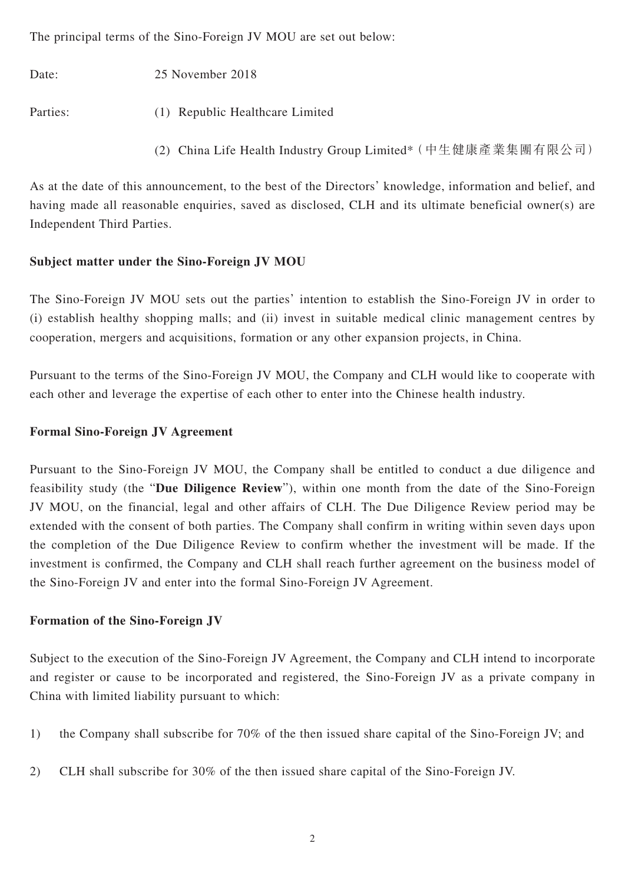The principal terms of the Sino-Foreign JV MOU are set out below:

Date: 25 November 2018

Parties: (1) Republic Healthcare Limited

(2) China Life Health Industry Group Limited*（中生健康產業集團有限公司）

As at the date of this announcement, to the best of the Directors' knowledge, information and belief, and having made all reasonable enquiries, saved as disclosed, CLH and its ultimate beneficial owner(s) are Independent Third Parties.

**Subject matter under the Sino-Foreign JV MOU**

The Sino-Foreign JV MOU sets out the parties' intention to establish the Sino-Foreign JV in order to (i) establish healthy shopping malls; and (ii) invest in suitable medical clinic management centres by cooperation, mergers and acquisitions, formation or any other expansion projects, in China.

Pursuant to the terms of the Sino-Foreign JV MOU, the Company and CLH would like to cooperate with each other and leverage the expertise of each other to enter into the Chinese health industry.

**Formal Sino-Foreign JV Agreement**

Pursuant to the Sino-Foreign JV MOU, the Company shall be entitled to conduct a due diligence and feasibility study (the "**Due Diligence Review**"), within one month from the date of the Sino-Foreign JV MOU, on the financial, legal and other affairs of CLH. The Due Diligence Review period may be extended with the consent of both parties. The Company shall confirm in writing within seven days upon the completion of the Due Diligence Review to confirm whether the investment will be made. If the investment is confirmed, the Company and CLH shall reach further agreement on the business model of the Sino-Foreign JV and enter into the formal Sino-Foreign JV Agreement.

**Formation of the Sino-Foreign JV**

Subject to the execution of the Sino-Foreign JV Agreement, the Company and CLH intend to incorporate and register or cause to be incorporated and registered, the Sino-Foreign JV as a private company in China with limited liability pursuant to which:

1) the Company shall subscribe for 70% of the then issued share capital of the Sino-Foreign JV; and

2) CLH shall subscribe for 30% of the then issued share capital of the Sino-Foreign JV.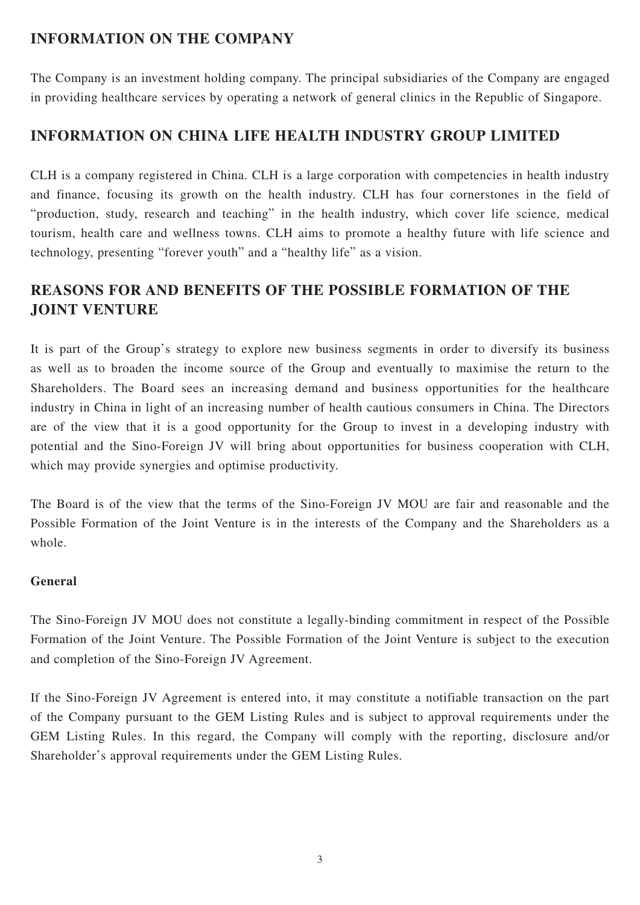## INFORMATION ON THE COMPANY

The Company is an investment holding company. The principal subsidiaries of the Company are engaged in providing healthcare services by operating a network of general clinics in the Republic of Singapore.

## INFORMATION ON CHINA LIFE HEALTH INDUSTRY GROUP LIMITED

CLH is a company registered in China. CLH is a large corporation with competencies in health industry and finance, focusing its growth on the health industry. CLH has four cornerstones in the field of "production, study, research and teaching" in the health industry, which cover life science, medical tourism, health care and wellness towns. CLH aims to promote a healthy future with life science and technology, presenting "forever youth" and a "healthy life" as a vision.

## REASONS FOR AND BENEFITS OF THE POSSIBLE FORMATION OF THE JOINT VENTURE

It is part of the Group's strategy to explore new business segments in order to diversify its business as well as to broaden the income source of the Group and eventually to maximise the return to the Shareholders. The Board sees an increasing demand and business opportunities for the healthcare industry in China in light of an increasing number of health cautious consumers in China. The Directors are of the view that it is a good opportunity for the Group to invest in a developing industry with potential and the Sino-Foreign JV will bring about opportunities for business cooperation with CLH, which may provide synergies and optimise productivity.

The Board is of the view that the terms of the Sino-Foreign JV MOU are fair and reasonable and the Possible Formation of the Joint Venture is in the interests of the Company and the Shareholders as a whole.

**General**

The Sino-Foreign JV MOU does not constitute a legally-binding commitment in respect of the Possible Formation of the Joint Venture. The Possible Formation of the Joint Venture is subject to the execution and completion of the Sino-Foreign JV Agreement.

If the Sino-Foreign JV Agreement is entered into, it may constitute a notifiable transaction on the part of the Company pursuant to the GEM Listing Rules and is subject to approval requirements under the GEM Listing Rules. In this regard, the Company will comply with the reporting, disclosure and/or Shareholder's approval requirements under the GEM Listing Rules.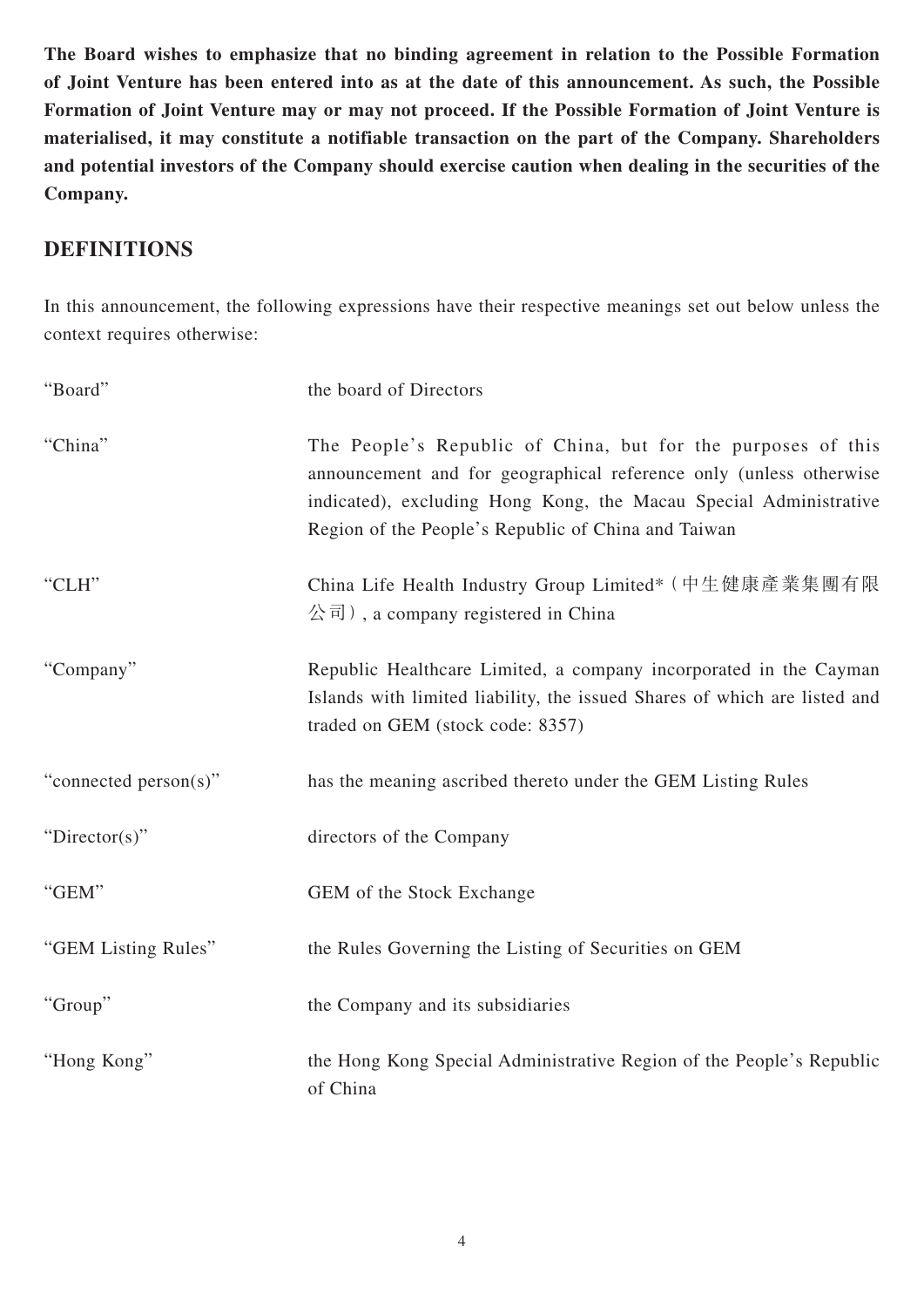**The Board wishes to emphasize that no binding agreement in relation to the Possible Formation of Joint Venture has been entered into as at the date of this announcement. As such, the Possible Formation of Joint Venture may or may not proceed. If the Possible Formation of Joint Venture is materialised, it may constitute a notifiable transaction on the part of the Company. Shareholders and potential investors of the Company should exercise caution when dealing in the securities of the Company.**

## DEFINITIONS

In this announcement, the following expressions have their respective meanings set out below unless the context requires otherwise:

| | |
|---|---|
| "Board" | the board of Directors |
| "China" | The People's Republic of China, but for the purposes of this announcement and for geographical reference only (unless otherwise indicated), excluding Hong Kong, the Macau Special Administrative Region of the People's Republic of China and Taiwan |
| "CLH" | China Life Health Industry Group Limited* (中生健康產業集團有限公司), a company registered in China |
| "Company" | Republic Healthcare Limited, a company incorporated in the Cayman Islands with limited liability, the issued Shares of which are listed and traded on GEM (stock code: 8357) |
| "connected person(s)" | has the meaning ascribed thereto under the GEM Listing Rules |
| "Director(s)" | directors of the Company |
| "GEM" | GEM of the Stock Exchange |
| "GEM Listing Rules" | the Rules Governing the Listing of Securities on GEM |
| "Group" | the Company and its subsidiaries |
| "Hong Kong" | the Hong Kong Special Administrative Region of the People's Republic of China |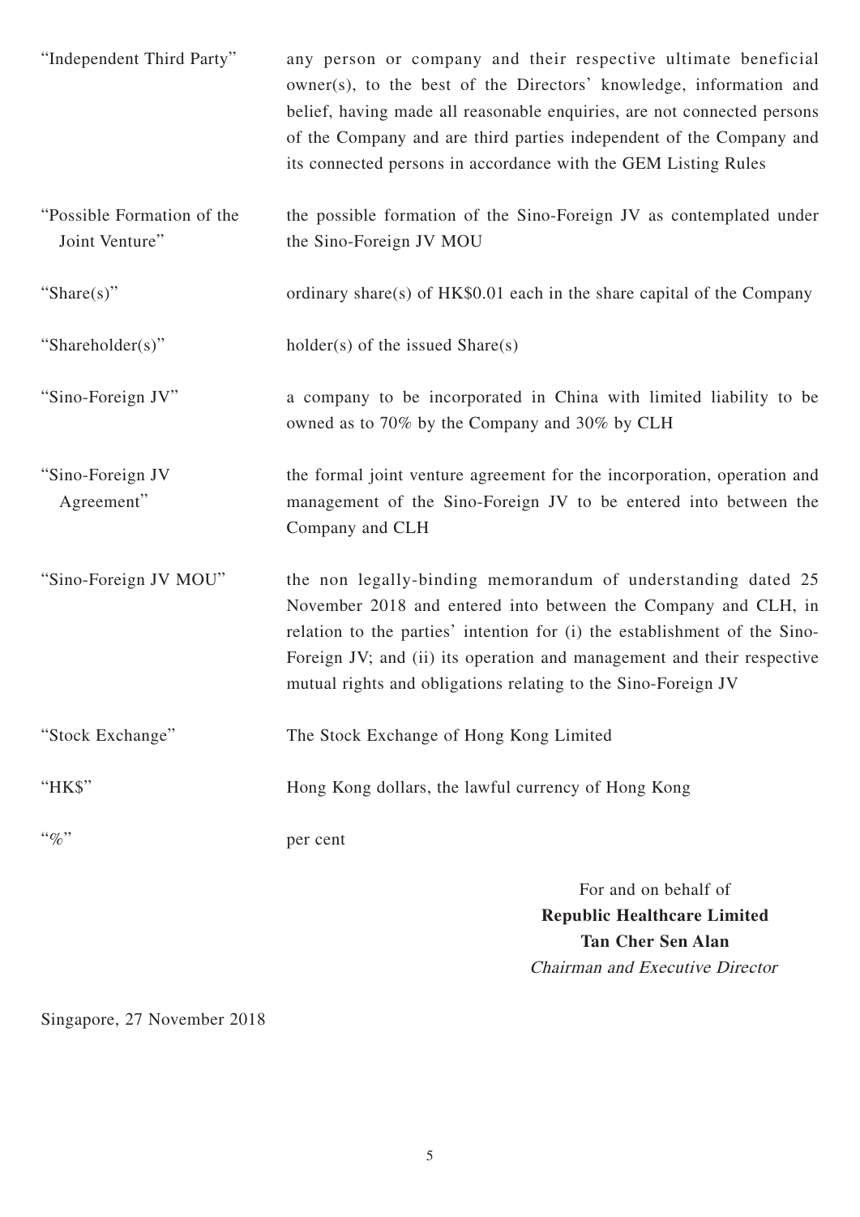| | |
|---|---|
| "Independent Third Party" | any person or company and their respective ultimate beneficial owner(s), to the best of the Directors' knowledge, information and belief, having made all reasonable enquiries, are not connected persons of the Company and are third parties independent of the Company and its connected persons in accordance with the GEM Listing Rules |
| "Possible Formation of the Joint Venture" | the possible formation of the Sino-Foreign JV as contemplated under the Sino-Foreign JV MOU |
| "Share(s)" | ordinary share(s) of HK$0.01 each in the share capital of the Company |
| "Shareholder(s)" | holder(s) of the issued Share(s) |
| "Sino-Foreign JV" | a company to be incorporated in China with limited liability to be owned as to 70% by the Company and 30% by CLH |
| "Sino-Foreign JV Agreement" | the formal joint venture agreement for the incorporation, operation and management of the Sino-Foreign JV to be entered into between the Company and CLH |
| "Sino-Foreign JV MOU" | the non legally-binding memorandum of understanding dated 25 November 2018 and entered into between the Company and CLH, in relation to the parties' intention for (i) the establishment of the Sino-Foreign JV; and (ii) its operation and management and their respective mutual rights and obligations relating to the Sino-Foreign JV |
| "Stock Exchange" | The Stock Exchange of Hong Kong Limited |
| "HK$" | Hong Kong dollars, the lawful currency of Hong Kong |
| "%" | per cent |

For and on behalf of
**Republic Healthcare Limited**
**Tan Cher Sen Alan**
*Chairman and Executive Director*

Singapore, 27 November 2018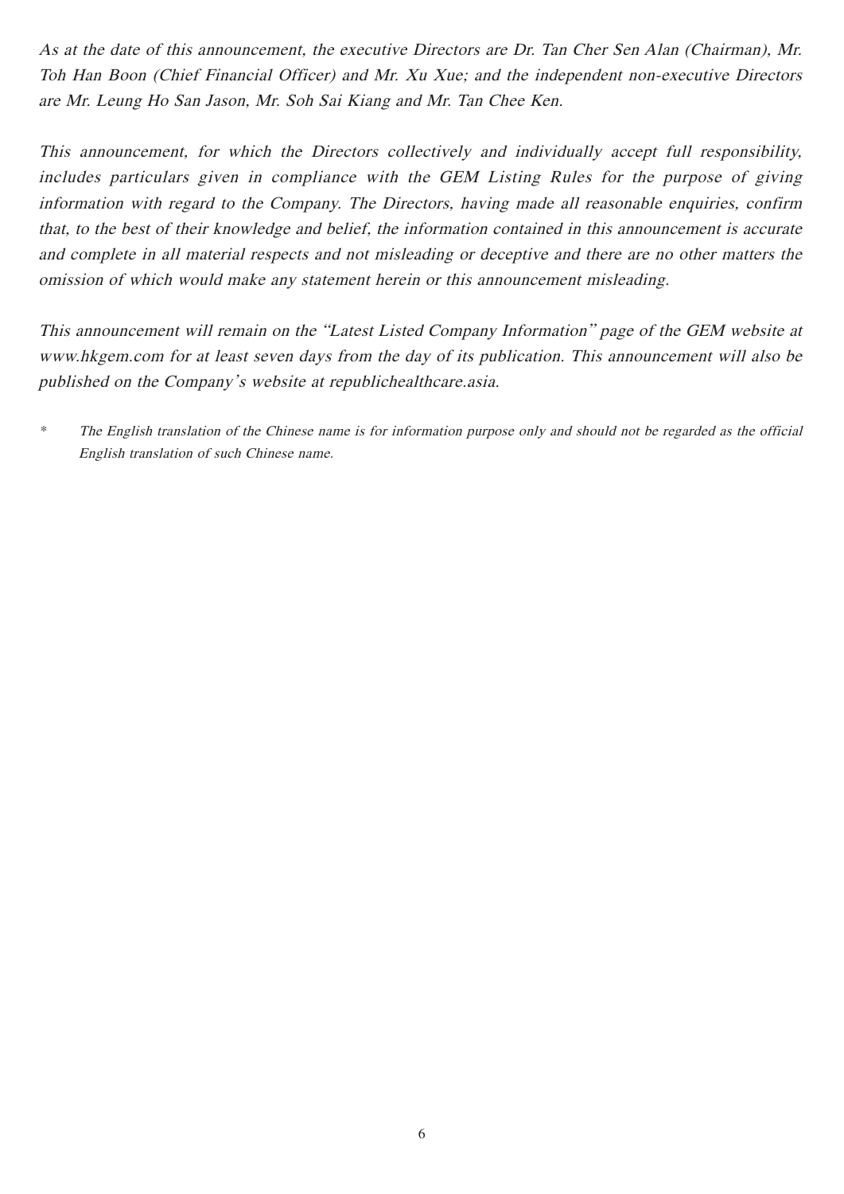*As at the date of this announcement, the executive Directors are Dr. Tan Cher Sen Alan (Chairman), Mr. Toh Han Boon (Chief Financial Officer) and Mr. Xu Xue; and the independent non-executive Directors are Mr. Leung Ho San Jason, Mr. Soh Sai Kiang and Mr. Tan Chee Ken.*

*This announcement, for which the Directors collectively and individually accept full responsibility, includes particulars given in compliance with the GEM Listing Rules for the purpose of giving information with regard to the Company. The Directors, having made all reasonable enquiries, confirm that, to the best of their knowledge and belief, the information contained in this announcement is accurate and complete in all material respects and not misleading or deceptive and there are no other matters the omission of which would make any statement herein or this announcement misleading.*

*This announcement will remain on the "Latest Listed Company Information" page of the GEM website at www.hkgem.com for at least seven days from the day of its publication. This announcement will also be published on the Company's website at republichealthcare.asia.*

\* *The English translation of the Chinese name is for information purpose only and should not be regarded as the official English translation of such Chinese name.*